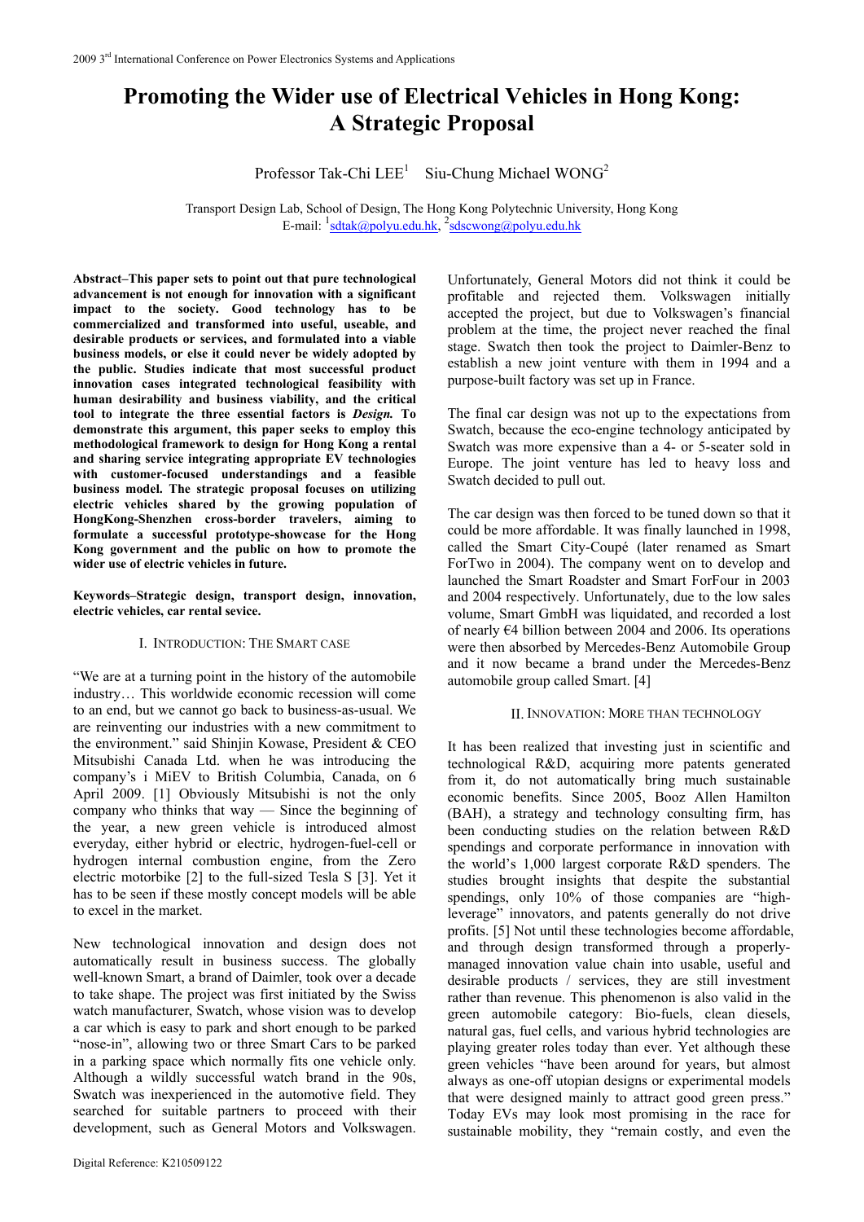# Promoting the Wider use of Electrical Vehicles in Hong Kong: A Strategic Proposal

Professor Tak-Chi LEE[1] Siu-Chung Michael WONG[2]

Transport Design Lab, School of Design, The Hong Kong Polytechnic University, Hong Kong
E-mail: [1]sdtak@polyu.edu.hk, [2]sdscwong@polyu.edu.hk

**Abstract–This paper sets to point out that pure technological advancement is not enough for innovation with a significant impact to the society. Good technology has to be commercialized and transformed into useful, useable, and desirable products or services, and formulated into a viable business models, or else it could never be widely adopted by the public. Studies indicate that most successful product innovation cases integrated technological feasibility with human desirability and business viability, and the critical tool to integrate the three essential factors is *Design.* To demonstrate this argument, this paper seeks to employ this methodological framework to design for Hong Kong a rental and sharing service integrating appropriate EV technologies with customer-focused understandings and a feasible business model. The strategic proposal focuses on utilizing electric vehicles shared by the growing population of HongKong-Shenzhen cross-border travelers, aiming to formulate a successful prototype-showcase for the Hong Kong government and the public on how to promote the wider use of electric vehicles in future.**

**Keywords–Strategic design, transport design, innovation, electric vehicles, car rental sevice.**

## I. Introduction: The Smart Case

"We are at a turning point in the history of the automobile industry… This worldwide economic recession will come to an end, but we cannot go back to business-as-usual. We are reinventing our industries with a new commitment to the environment." said Shinjin Kowase, President & CEO Mitsubishi Canada Ltd. when he was introducing the company's i MiEV to British Columbia, Canada, on 6 April 2009. [1] Obviously Mitsubishi is not the only company who thinks that way — Since the beginning of the year, a new green vehicle is introduced almost everyday, either hybrid or electric, hydrogen-fuel-cell or hydrogen internal combustion engine, from the Zero electric motorbike [2] to the full-sized Tesla S [3]. Yet it has to be seen if these mostly concept models will be able to excel in the market.

New technological innovation and design does not automatically result in business success. The globally well-known Smart, a brand of Daimler, took over a decade to take shape. The project was first initiated by the Swiss watch manufacturer, Swatch, whose vision was to develop a car which is easy to park and short enough to be parked "nose-in", allowing two or three Smart Cars to be parked in a parking space which normally fits one vehicle only. Although a wildly successful watch brand in the 90s, Swatch was inexperienced in the automotive field. They searched for suitable partners to proceed with their development, such as General Motors and Volkswagen. Unfortunately, General Motors did not think it could be profitable and rejected them. Volkswagen initially accepted the project, but due to Volkswagen's financial problem at the time, the project never reached the final stage. Swatch then took the project to Daimler-Benz to establish a new joint venture with them in 1994 and a purpose-built factory was set up in France.

The final car design was not up to the expectations from Swatch, because the eco-engine technology anticipated by Swatch was more expensive than a 4- or 5-seater sold in Europe. The joint venture has led to heavy loss and Swatch decided to pull out.

The car design was then forced to be tuned down so that it could be more affordable. It was finally launched in 1998, called the Smart City-Coupé (later renamed as Smart ForTwo in 2004). The company went on to develop and launched the Smart Roadster and Smart ForFour in 2003 and 2004 respectively. Unfortunately, due to the low sales volume, Smart GmbH was liquidated, and recorded a lost of nearly €4 billion between 2004 and 2006. Its operations were then absorbed by Mercedes-Benz Automobile Group and it now became a brand under the Mercedes-Benz automobile group called Smart. [4]

## II. Innovation: More than Technology

It has been realized that investing just in scientific and technological R&D, acquiring more patents generated from it, do not automatically bring much sustainable economic benefits. Since 2005, Booz Allen Hamilton (BAH), a strategy and technology consulting firm, has been conducting studies on the relation between R&D spendings and corporate performance in innovation with the world's 1,000 largest corporate R&D spenders. The studies brought insights that despite the substantial spendings, only 10% of those companies are "high-leverage" innovators, and patents generally do not drive profits. [5] Not until these technologies become affordable, and through design transformed through a properly-managed innovation value chain into usable, useful and desirable products / services, they are still investment rather than revenue. This phenomenon is also valid in the green automobile category: Bio-fuels, clean diesels, natural gas, fuel cells, and various hybrid technologies are playing greater roles today than ever. Yet although these green vehicles "have been around for years, but almost always as one-off utopian designs or experimental models that were designed mainly to attract good green press." Today EVs may look most promising in the race for sustainable mobility, they "remain costly, and even the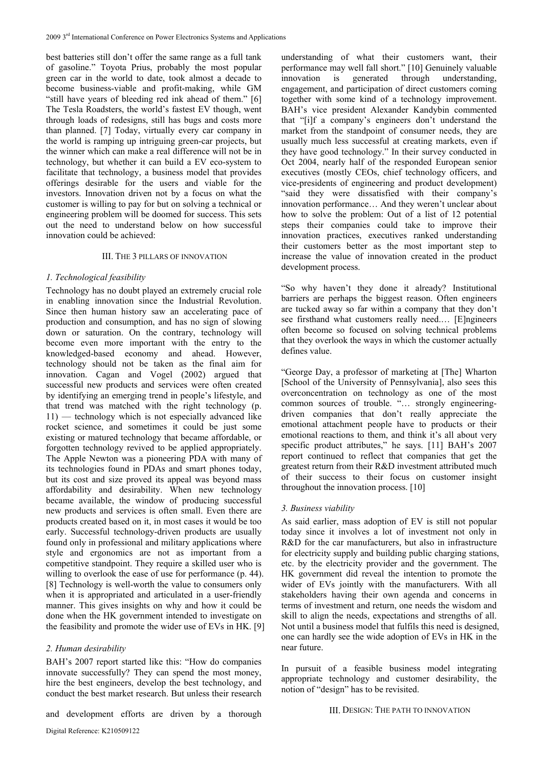best batteries still don't offer the same range as a full tank of gasoline." Toyota Prius, probably the most popular green car in the world to date, took almost a decade to become business-viable and profit-making, while GM "still have years of bleeding red ink ahead of them." [6] The Tesla Roadsters, the world's fastest EV though, went through loads of redesigns, still has bugs and costs more than planned. [7] Today, virtually every car company in the world is ramping up intriguing green-car projects, but the winner which can make a real difference will not be in technology, but whether it can build a EV eco-system to facilitate that technology, a business model that provides offerings desirable for the users and viable for the investors. Innovation driven not by a focus on what the customer is willing to pay for but on solving a technical or engineering problem will be doomed for success. This sets out the need to understand below on how successful innovation could be achieved:

## III. The 3 pillars of innovation

### *1. Technological feasibility*

Technology has no doubt played an extremely crucial role in enabling innovation since the Industrial Revolution. Since then human history saw an accelerating pace of production and consumption, and has no sign of slowing down or saturation. On the contrary, technology will become even more important with the entry to the knowledged-based economy and ahead. However, technology should not be taken as the final aim for innovation. Cagan and Vogel (2002) argued that successful new products and services were often created by identifying an emerging trend in people's lifestyle, and that trend was matched with the right technology (p. 11) — technology which is not especially advanced like rocket science, and sometimes it could be just some existing or matured technology that became affordable, or forgotten technology revived to be applied appropriately. The Apple Newton was a pioneering PDA with many of its technologies found in PDAs and smart phones today, but its cost and size proved its appeal was beyond mass affordability and desirability. When new technology became available, the window of producing successful new products and services is often small. Even there are products created based on it, in most cases it would be too early. Successful technology-driven products are usually found only in professional and military applications where style and ergonomics are not as important from a competitive standpoint. They require a skilled user who is willing to overlook the ease of use for performance (p. 44). [8] Technology is well-worth the value to consumers only when it is appropriated and articulated in a user-friendly manner. This gives insights on why and how it could be done when the HK government intended to investigate on the feasibility and promote the wider use of EVs in HK. [9]

### *2. Human desirability*

BAH's 2007 report started like this: "How do companies innovate successfully? They can spend the most money, hire the best engineers, develop the best technology, and conduct the best market research. But unless their research and development efforts are driven by a thorough understanding of what their customers want, their performance may well fall short." [10] Genuinely valuable innovation is generated through understanding, engagement, and participation of direct customers coming together with some kind of a technology improvement. BAH's vice president Alexander Kandybin commented that "[i]f a company's engineers don't understand the market from the standpoint of consumer needs, they are usually much less successful at creating markets, even if they have good technology." In their survey conducted in Oct 2004, nearly half of the responded European senior executives (mostly CEOs, chief technology officers, and vice-presidents of engineering and product development) "said they were dissatisfied with their company's innovation performance… And they weren't unclear about how to solve the problem: Out of a list of 12 potential steps their companies could take to improve their innovation practices, executives ranked understanding their customers better as the most important step to increase the value of innovation created in the product development process.

"So why haven't they done it already? Institutional barriers are perhaps the biggest reason. Often engineers are tucked away so far within a company that they don't see firsthand what customers really need.… [E]ngineers often become so focused on solving technical problems that they overlook the ways in which the customer actually defines value.

"George Day, a professor of marketing at [The] Wharton [School of the University of Pennsylvania], also sees this overconcentration on technology as one of the most common sources of trouble. "… strongly engineering-driven companies that don't really appreciate the emotional attachment people have to products or their emotional reactions to them, and think it's all about very specific product attributes," he says. [11] BAH's 2007 report continued to reflect that companies that get the greatest return from their R&D investment attributed much of their success to their focus on customer insight throughout the innovation process. [10]

### *3. Business viability*

As said earlier, mass adoption of EV is still not popular today since it involves a lot of investment not only in R&D for the car manufacturers, but also in infrastructure for electricity supply and building public charging stations, etc. by the electricity provider and the government. The HK government did reveal the intention to promote the wider of EVs jointly with the manufacturers. With all stakeholders having their own agenda and concerns in terms of investment and return, one needs the wisdom and skill to align the needs, expectations and strengths of all. Not until a business model that fulfils this need is designed, one can hardly see the wide adoption of EVs in HK in the near future.

In pursuit of a feasible business model integrating appropriate technology and customer desirability, the notion of "design" has to be revisited.

## III. Design: The path to innovation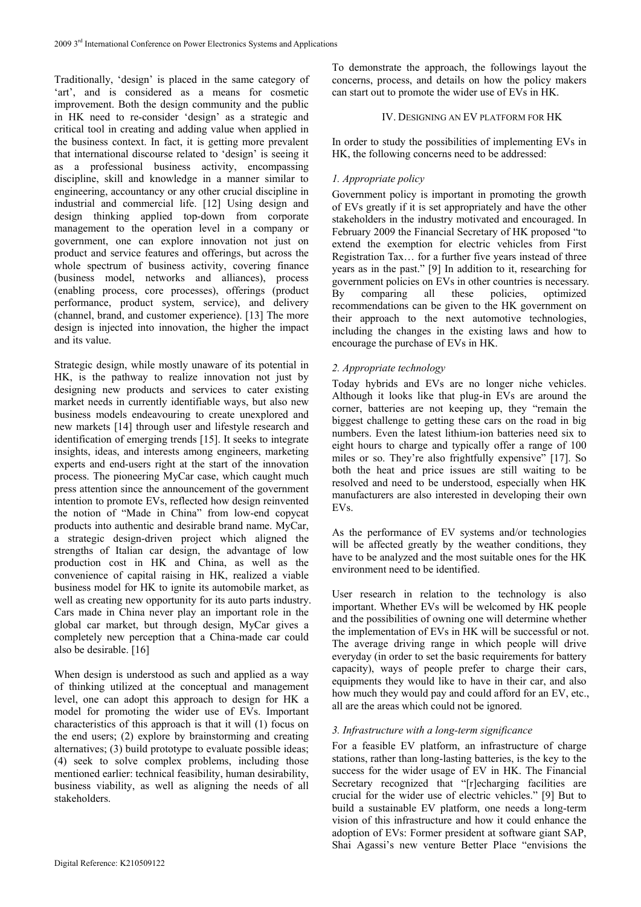Traditionally, 'design' is placed in the same category of 'art', and is considered as a means for cosmetic improvement. Both the design community and the public in HK need to re-consider 'design' as a strategic and critical tool in creating and adding value when applied in the business context. In fact, it is getting more prevalent that international discourse related to 'design' is seeing it as a professional business activity, encompassing discipline, skill and knowledge in a manner similar to engineering, accountancy or any other crucial discipline in industrial and commercial life. [12] Using design and design thinking applied top-down from corporate management to the operation level in a company or government, one can explore innovation not just on product and service features and offerings, but across the whole spectrum of business activity, covering finance (business model, networks and alliances), process (enabling process, core processes), offerings (product performance, product system, service), and delivery (channel, brand, and customer experience). [13] The more design is injected into innovation, the higher the impact and its value.

Strategic design, while mostly unaware of its potential in HK, is the pathway to realize innovation not just by designing new products and services to cater existing market needs in currently identifiable ways, but also new business models endeavouring to create unexplored and new markets [14] through user and lifestyle research and identification of emerging trends [15]. It seeks to integrate insights, ideas, and interests among engineers, marketing experts and end-users right at the start of the innovation process. The pioneering MyCar case, which caught much press attention since the announcement of the government intention to promote EVs, reflected how design reinvented the notion of "Made in China" from low-end copycat products into authentic and desirable brand name. MyCar, a strategic design-driven project which aligned the strengths of Italian car design, the advantage of low production cost in HK and China, as well as the convenience of capital raising in HK, realized a viable business model for HK to ignite its automobile market, as well as creating new opportunity for its auto parts industry. Cars made in China never play an important role in the global car market, but through design, MyCar gives a completely new perception that a China-made car could also be desirable. [16]

When design is understood as such and applied as a way of thinking utilized at the conceptual and management level, one can adopt this approach to design for HK a model for promoting the wider use of EVs. Important characteristics of this approach is that it will (1) focus on the end users; (2) explore by brainstorming and creating alternatives; (3) build prototype to evaluate possible ideas; (4) seek to solve complex problems, including those mentioned earlier: technical feasibility, human desirability, business viability, as well as aligning the needs of all stakeholders.

To demonstrate the approach, the followings layout the concerns, process, and details on how the policy makers can start out to promote the wider use of EVs in HK.

## IV. Designing an EV Platform for HK

In order to study the possibilities of implementing EVs in HK, the following concerns need to be addressed:

### *1. Appropriate policy*

Government policy is important in promoting the growth of EVs greatly if it is set appropriately and have the other stakeholders in the industry motivated and encouraged. In February 2009 the Financial Secretary of HK proposed "to extend the exemption for electric vehicles from First Registration Tax… for a further five years instead of three years as in the past." [9] In addition to it, researching for government policies on EVs in other countries is necessary. By comparing all these policies, optimized recommendations can be given to the HK government on their approach to the next automotive technologies, including the changes in the existing laws and how to encourage the purchase of EVs in HK.

### *2. Appropriate technology*

Today hybrids and EVs are no longer niche vehicles. Although it looks like that plug-in EVs are around the corner, batteries are not keeping up, they "remain the biggest challenge to getting these cars on the road in big numbers. Even the latest lithium-ion batteries need six to eight hours to charge and typically offer a range of 100 miles or so. They're also frightfully expensive" [17]. So both the heat and price issues are still waiting to be resolved and need to be understood, especially when HK manufacturers are also interested in developing their own EVs.

As the performance of EV systems and/or technologies will be affected greatly by the weather conditions, they have to be analyzed and the most suitable ones for the HK environment need to be identified.

User research in relation to the technology is also important. Whether EVs will be welcomed by HK people and the possibilities of owning one will determine whether the implementation of EVs in HK will be successful or not. The average driving range in which people will drive everyday (in order to set the basic requirements for battery capacity), ways of people prefer to charge their cars, equipments they would like to have in their car, and also how much they would pay and could afford for an EV, etc., all are the areas which could not be ignored.

### *3. Infrastructure with a long-term significance*

For a feasible EV platform, an infrastructure of charge stations, rather than long-lasting batteries, is the key to the success for the wider usage of EV in HK. The Financial Secretary recognized that "[r]echarging facilities are crucial for the wider use of electric vehicles." [9] But to build a sustainable EV platform, one needs a long-term vision of this infrastructure and how it could enhance the adoption of EVs: Former president at software giant SAP, Shai Agassi's new venture Better Place "envisions the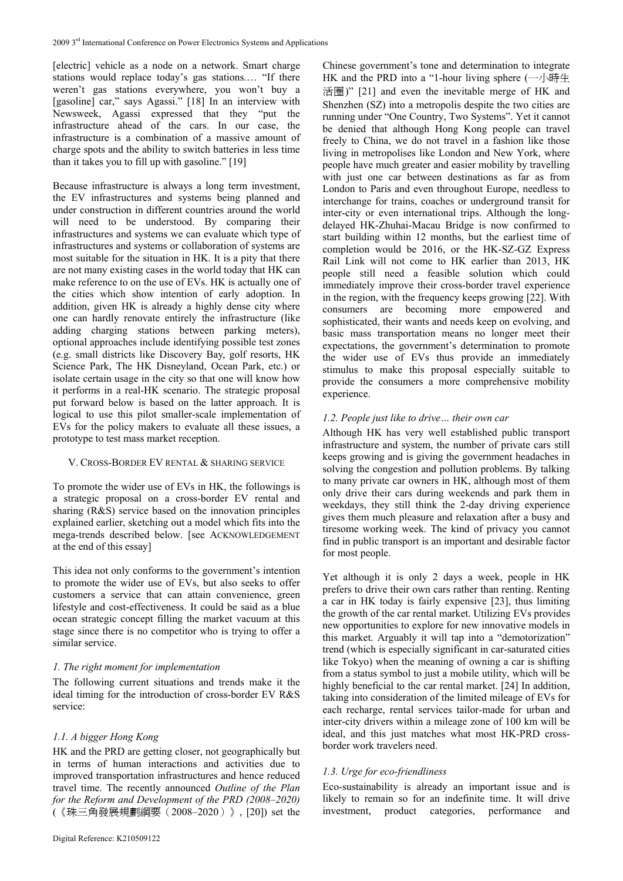[electric] vehicle as a node on a network. Smart charge stations would replace today's gas stations.… "If there weren't gas stations everywhere, you won't buy a [gasoline] car," says Agassi." [18] In an interview with Newsweek, Agassi expressed that they "put the infrastructure ahead of the cars. In our case, the infrastructure is a combination of a massive amount of charge spots and the ability to switch batteries in less time than it takes you to fill up with gasoline." [19]

Because infrastructure is always a long term investment, the EV infrastructures and systems being planned and under construction in different countries around the world will need to be understood. By comparing their infrastructures and systems we can evaluate which type of infrastructures and systems or collaboration of systems are most suitable for the situation in HK. It is a pity that there are not many existing cases in the world today that HK can make reference to on the use of EVs. HK is actually one of the cities which show intention of early adoption. In addition, given HK is already a highly dense city where one can hardly renovate entirely the infrastructure (like adding charging stations between parking meters), optional approaches include identifying possible test zones (e.g. small districts like Discovery Bay, golf resorts, HK Science Park, The HK Disneyland, Ocean Park, etc.) or isolate certain usage in the city so that one will know how it performs in a real-HK scenario. The strategic proposal put forward below is based on the latter approach. It is logical to use this pilot smaller-scale implementation of EVs for the policy makers to evaluate all these issues, a prototype to test mass market reception.

## V. Cross-Border EV Rental & Sharing Service

To promote the wider use of EVs in HK, the followings is a strategic proposal on a cross-border EV rental and sharing (R&S) service based on the innovation principles explained earlier, sketching out a model which fits into the mega-trends described below. [see ACKNOWLEDGEMENT at the end of this essay]

This idea not only conforms to the government's intention to promote the wider use of EVs, but also seeks to offer customers a service that can attain convenience, green lifestyle and cost-effectiveness. It could be said as a blue ocean strategic concept filling the market vacuum at this stage since there is no competitor who is trying to offer a similar service.

### *1. The right moment for implementation*

The following current situations and trends make it the ideal timing for the introduction of cross-border EV R&S service:

#### *1.1. A bigger Hong Kong*

HK and the PRD are getting closer, not geographically but in terms of human interactions and activities due to improved transportation infrastructures and hence reduced travel time. The recently announced *Outline of the Plan for the Reform and Development of the PRD (2008–2020)* (《珠三角發展規劃綱要（2008–2020）》, [20]) set the Chinese government's tone and determination to integrate HK and the PRD into a "1-hour living sphere (一小時生活圈)" [21] and even the inevitable merge of HK and Shenzhen (SZ) into a metropolis despite the two cities are running under "One Country, Two Systems". Yet it cannot be denied that although Hong Kong people can travel freely to China, we do not travel in a fashion like those living in metropolises like London and New York, where people have much greater and easier mobility by travelling with just one car between destinations as far as from London to Paris and even throughout Europe, needless to interchange for trains, coaches or underground transit for inter-city or even international trips. Although the long-delayed HK-Zhuhai-Macau Bridge is now confirmed to start building within 12 months, but the earliest time of completion would be 2016, or the HK-SZ-GZ Express Rail Link will not come to HK earlier than 2013, HK people still need a feasible solution which could immediately improve their cross-border travel experience in the region, with the frequency keeps growing [22]. With consumers are becoming more empowered and sophisticated, their wants and needs keep on evolving, and basic mass transportation means no longer meet their expectations, the government's determination to promote the wider use of EVs thus provide an immediately stimulus to make this proposal especially suitable to provide the consumers a more comprehensive mobility experience.

#### *1.2. People just like to drive… their own car*

Although HK has very well established public transport infrastructure and system, the number of private cars still keeps growing and is giving the government headaches in solving the congestion and pollution problems. By talking to many private car owners in HK, although most of them only drive their cars during weekends and park them in weekdays, they still think the 2-day driving experience gives them much pleasure and relaxation after a busy and tiresome working week. The kind of privacy you cannot find in public transport is an important and desirable factor for most people.

Yet although it is only 2 days a week, people in HK prefers to drive their own cars rather than renting. Renting a car in HK today is fairly expensive [23], thus limiting the growth of the car rental market. Utilizing EVs provides new opportunities to explore for new innovative models in this market. Arguably it will tap into a "demotorization" trend (which is especially significant in car-saturated cities like Tokyo) when the meaning of owning a car is shifting from a status symbol to just a mobile utility, which will be highly beneficial to the car rental market. [24] In addition, taking into consideration of the limited mileage of EVs for each recharge, rental services tailor-made for urban and inter-city drivers within a mileage zone of 100 km will be ideal, and this just matches what most HK-PRD cross-border work travelers need.

#### *1.3. Urge for eco-friendliness*

Eco-sustainability is already an important issue and is likely to remain so for an indefinite time. It will drive investment, product categories, performance and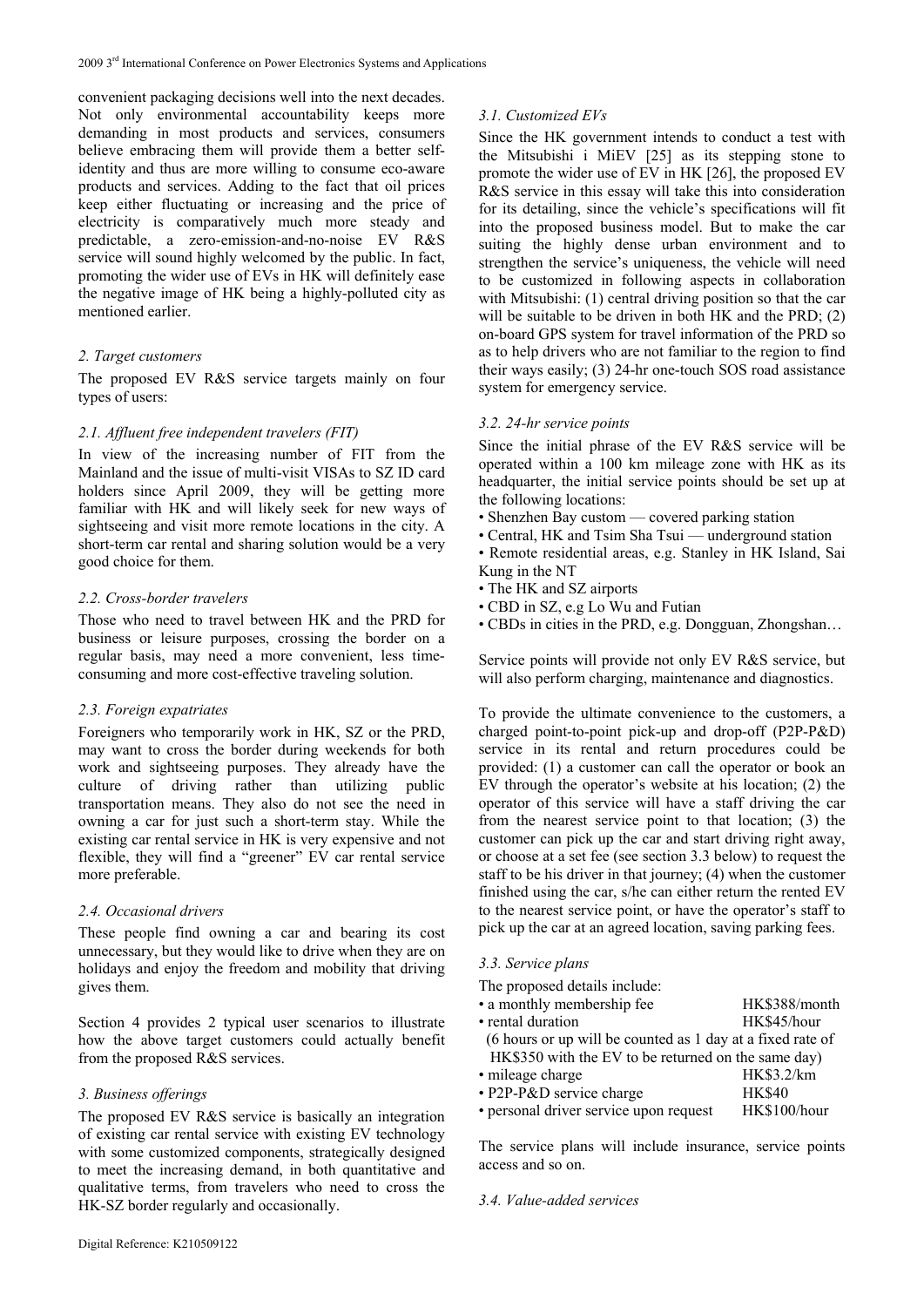convenient packaging decisions well into the next decades. Not only environmental accountability keeps more demanding in most products and services, consumers believe embracing them will provide them a better self-identity and thus are more willing to consume eco-aware products and services. Adding to the fact that oil prices keep either fluctuating or increasing and the price of electricity is comparatively much more steady and predictable, a zero-emission-and-no-noise EV R&S service will sound highly welcomed by the public. In fact, promoting the wider use of EVs in HK will definitely ease the negative image of HK being a highly-polluted city as mentioned earlier.

### *2. Target customers*

The proposed EV R&S service targets mainly on four types of users:

#### *2.1. Affluent free independent travelers (FIT)*

In view of the increasing number of FIT from the Mainland and the issue of multi-visit VISAs to SZ ID card holders since April 2009, they will be getting more familiar with HK and will likely seek for new ways of sightseeing and visit more remote locations in the city. A short-term car rental and sharing solution would be a very good choice for them.

#### *2.2. Cross-border travelers*

Those who need to travel between HK and the PRD for business or leisure purposes, crossing the border on a regular basis, may need a more convenient, less time-consuming and more cost-effective traveling solution.

#### *2.3. Foreign expatriates*

Foreigners who temporarily work in HK, SZ or the PRD, may want to cross the border during weekends for both work and sightseeing purposes. They already have the culture of driving rather than utilizing public transportation means. They also do not see the need in owning a car for just such a short-term stay. While the existing car rental service in HK is very expensive and not flexible, they will find a "greener" EV car rental service more preferable.

#### *2.4. Occasional drivers*

These people find owning a car and bearing its cost unnecessary, but they would like to drive when they are on holidays and enjoy the freedom and mobility that driving gives them.

Section 4 provides 2 typical user scenarios to illustrate how the above target customers could actually benefit from the proposed R&S services.

### *3. Business offerings*

The proposed EV R&S service is basically an integration of existing car rental service with existing EV technology with some customized components, strategically designed to meet the increasing demand, in both quantitative and qualitative terms, from travelers who need to cross the HK-SZ border regularly and occasionally.

#### *3.1. Customized EVs*

Since the HK government intends to conduct a test with the Mitsubishi i MiEV [25] as its stepping stone to promote the wider use of EV in HK [26], the proposed EV R&S service in this essay will take this into consideration for its detailing, since the vehicle's specifications will fit into the proposed business model. But to make the car suiting the highly dense urban environment and to strengthen the service's uniqueness, the vehicle will need to be customized in following aspects in collaboration with Mitsubishi: (1) central driving position so that the car will be suitable to be driven in both HK and the PRD; (2) on-board GPS system for travel information of the PRD so as to help drivers who are not familiar to the region to find their ways easily; (3) 24-hr one-touch SOS road assistance system for emergency service.

#### *3.2. 24-hr service points*

Since the initial phrase of the EV R&S service will be operated within a 100 km mileage zone with HK as its headquarter, the initial service points should be set up at the following locations:

- Shenzhen Bay custom — covered parking station
- Central, HK and Tsim Sha Tsui — underground station
- Remote residential areas, e.g. Stanley in HK Island, Sai Kung in the NT
- The HK and SZ airports
- CBD in SZ, e.g Lo Wu and Futian
- CBDs in cities in the PRD, e.g. Dongguan, Zhongshan…

Service points will provide not only EV R&S service, but will also perform charging, maintenance and diagnostics.

To provide the ultimate convenience to the customers, a charged point-to-point pick-up and drop-off (P2P-P&D) service in its rental and return procedures could be provided: (1) a customer can call the operator or book an EV through the operator's website at his location; (2) the operator of this service will have a staff driving the car from the nearest service point to that location; (3) the customer can pick up the car and start driving right away, or choose at a set fee (see section 3.3 below) to request the staff to be his driver in that journey; (4) when the customer finished using the car, s/he can either return the rented EV to the nearest service point, or have the operator's staff to pick up the car at an agreed location, saving parking fees.

#### *3.3. Service plans*

The proposed details include:

- a monthly membership fee — HK$388/month
- rental duration — HK$45/hour
  (6 hours or up will be counted as 1 day at a fixed rate of HK$350 with the EV to be returned on the same day)
- mileage charge — HK$3.2/km
- P2P-P&D service charge — HK$40
- personal driver service upon request — HK$100/hour

The service plans will include insurance, service points access and so on.

#### *3.4. Value-added services*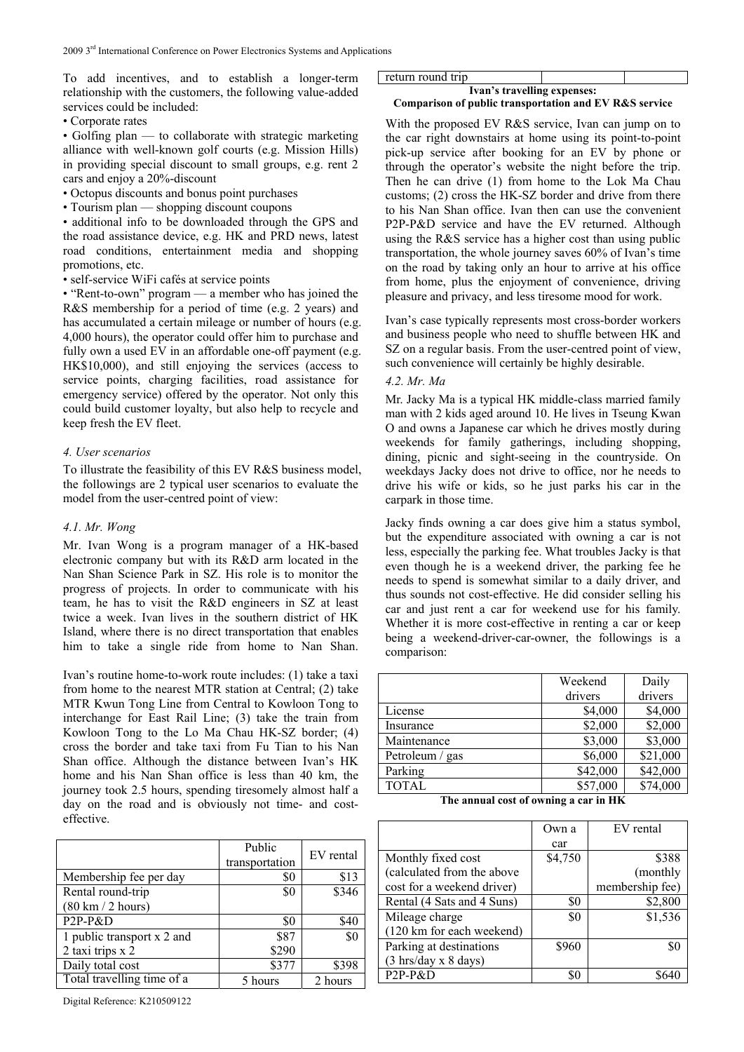To add incentives, and to establish a longer-term relationship with the customers, the following value-added services could be included:

- Corporate rates
- Golfing plan — to collaborate with strategic marketing alliance with well-known golf courts (e.g. Mission Hills) in providing special discount to small groups, e.g. rent 2 cars and enjoy a 20%-discount
- Octopus discounts and bonus point purchases
- Tourism plan — shopping discount coupons
- additional info to be downloaded through the GPS and the road assistance device, e.g. HK and PRD news, latest road conditions, entertainment media and shopping promotions, etc.
- self-service WiFi cafés at service points
- "Rent-to-own" program — a member who has joined the R&S membership for a period of time (e.g. 2 years) and has accumulated a certain mileage or number of hours (e.g. 4,000 hours), the operator could offer him to purchase and fully own a used EV in an affordable one-off payment (e.g. HK$10,000), and still enjoying the services (access to service points, charging facilities, road assistance for emergency service) offered by the operator. Not only this could build customer loyalty, but also help to recycle and keep fresh the EV fleet.

*4. User scenarios*

To illustrate the feasibility of this EV R&S business model, the followings are 2 typical user scenarios to evaluate the model from the user-centred point of view:

*4.1. Mr. Wong*

Mr. Ivan Wong is a program manager of a HK-based electronic company but with its R&D arm located in the Nan Shan Science Park in SZ. His role is to monitor the progress of projects. In order to communicate with his team, he has to visit the R&D engineers in SZ at least twice a week. Ivan lives in the southern district of HK Island, where there is no direct transportation that enables him to take a single ride from home to Nan Shan.

Ivan's routine home-to-work route includes: (1) take a taxi from home to the nearest MTR station at Central; (2) take MTR Kwun Tong Line from Central to Kowloon Tong to interchange for East Rail Line; (3) take the train from Kowloon Tong to the Lo Ma Chau HK-SZ border; (4) cross the border and take taxi from Fu Tian to his Nan Shan office. Although the distance between Ivan's HK home and his Nan Shan office is less than 40 km, the journey took 2.5 hours, spending tiresomely almost half a day on the road and is obviously not time- and cost-effective.

| | Public transportation | EV rental |
|---|---|---|
| Membership fee per day | $0 | $13 |
| Rental round-trip (80 km / 2 hours) | $0 | $346 |
| P2P-P&D | $0 | $40 |
| 1 public transport x 2 and 2 taxi trips x 2 | $87 $290 | $0 |
| Daily total cost | $377 | $398 |
| Total travelling time of a return round trip | 5 hours | 2 hours |

**Ivan's travelling expenses: Comparison of public transportation and EV R&S service**

With the proposed EV R&S service, Ivan can jump on to the car right downstairs at home using its point-to-point pick-up service after booking for an EV by phone or through the operator's website the night before the trip. Then he can drive (1) from home to the Lok Ma Chau customs; (2) cross the HK-SZ border and drive from there to his Nan Shan office. Ivan then can use the convenient P2P-P&D service and have the EV returned. Although using the R&S service has a higher cost than using public transportation, the whole journey saves 60% of Ivan's time on the road by taking only an hour to arrive at his office from home, plus the enjoyment of convenience, driving pleasure and privacy, and less tiresome mood for work.

Ivan's case typically represents most cross-border workers and business people who need to shuffle between HK and SZ on a regular basis. From the user-centred point of view, such convenience will certainly be highly desirable.

*4.2. Mr. Ma*

Mr. Jacky Ma is a typical HK middle-class married family man with 2 kids aged around 10. He lives in Tseung Kwan O and owns a Japanese car which he drives mostly during weekends for family gatherings, including shopping, dining, picnic and sight-seeing in the countryside. On weekdays Jacky does not drive to office, nor he needs to drive his wife or kids, so he just parks his car in the carpark in those time.

Jacky finds owning a car does give him a status symbol, but the expenditure associated with owning a car is not less, especially the parking fee. What troubles Jacky is that even though he is a weekend driver, the parking fee he needs to spend is somewhat similar to a daily driver, and thus sounds not cost-effective. He did consider selling his car and just rent a car for weekend use for his family. Whether it is more cost-effective in renting a car or keep being a weekend-driver-car-owner, the followings is a comparison:

| | Weekend drivers | Daily drivers |
|---|---|---|
| License | $4,000 | $4,000 |
| Insurance | $2,000 | $2,000 |
| Maintenance | $3,000 | $3,000 |
| Petroleum / gas | $6,000 | $21,000 |
| Parking | $42,000 | $42,000 |
| TOTAL | $57,000 | $74,000 |

**The annual cost of owning a car in HK**

| | Own a car | EV rental |
|---|---|---|
| Monthly fixed cost (calculated from the above cost for a weekend driver) | $4,750 | $388 (monthly membership fee) |
| Rental (4 Sats and 4 Suns) | $0 | $2,800 |
| Mileage charge (120 km for each weekend) | $0 | $1,536 |
| Parking at destinations (3 hrs/day x 8 days) | $960 | $0 |
| P2P-P&D | $0 | $640 |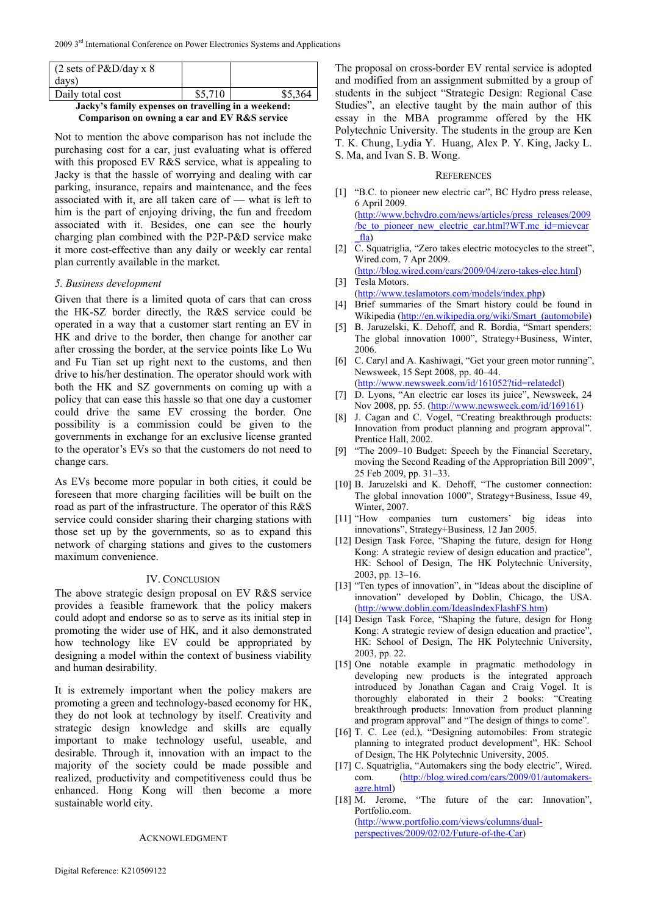| (2 sets of P&D/day x 8 days) | | |
| --- | --- | --- |
| Daily total cost | \$5,710 | \$5,364 |

**Jacky's family expenses on travelling in a weekend: Comparison on owning a car and EV R&S service**

Not to mention the above comparison has not include the purchasing cost for a car, just evaluating what is offered with this proposed EV R&S service, what is appealing to Jacky is that the hassle of worrying and dealing with car parking, insurance, repairs and maintenance, and the fees associated with it, are all taken care of — what is left to him is the part of enjoying driving, the fun and freedom associated with it. Besides, one can see the hourly charging plan combined with the P2P-P&D service make it more cost-effective than any daily or weekly car rental plan currently available in the market.

*5. Business development*

Given that there is a limited quota of cars that can cross the HK-SZ border directly, the R&S service could be operated in a way that a customer start renting an EV in HK and drive to the border, then change for another car after crossing the border, at the service points like Lo Wu and Fu Tian set up right next to the customs, and then drive to his/her destination. The operator should work with both the HK and SZ governments on coming up with a policy that can ease this hassle so that one day a customer could drive the same EV crossing the border. One possibility is a commission could be given to the governments in exchange for an exclusive license granted to the operator's EVs so that the customers do not need to change cars.

As EVs become more popular in both cities, it could be foreseen that more charging facilities will be built on the road as part of the infrastructure. The operator of this R&S service could consider sharing their charging stations with those set up by the governments, so as to expand this network of charging stations and gives to the customers maximum convenience.

## IV. Conclusion

The above strategic design proposal on EV R&S service provides a feasible framework that the policy makers could adopt and endorse so as to serve as its initial step in promoting the wider use of HK, and it also demonstrated how technology like EV could be appropriated by designing a model within the context of business viability and human desirability.

It is extremely important when the policy makers are promoting a green and technology-based economy for HK, they do not look at technology by itself. Creativity and strategic design knowledge and skills are equally important to make technology useful, useable, and desirable. Through it, innovation with an impact to the majority of the society could be made possible and realized, productivity and competitiveness could thus be enhanced. Hong Kong will then become a more sustainable world city.

## Acknowledgment

The proposal on cross-border EV rental service is adopted and modified from an assignment submitted by a group of students in the subject "Strategic Design: Regional Case Studies", an elective taught by the main author of this essay in the MBA programme offered by the HK Polytechnic University. The students in the group are Ken T. K. Chung, Lydia Y. Huang, Alex P. Y. King, Jacky L. S. Ma, and Ivan S. B. Wong.

## References

[1] "B.C. to pioneer new electric car", BC Hydro press release, 6 April 2009. (http://www.bchydro.com/news/articles/press_releases/2009/bc_to_pioneer_new_electric_car.html?WT.mc_id=mievcar_fla)

[2] C. Squatriglia, "Zero takes electric motocycles to the street", Wired.com, 7 Apr 2009. (http://blog.wired.com/cars/2009/04/zero-takes-elec.html)

[3] Tesla Motors. (http://www.teslamotors.com/models/index.php)

[4] Brief summaries of the Smart history could be found in Wikipedia (http://en.wikipedia.org/wiki/Smart_(automobile))

[5] B. Jaruzelski, K. Dehoff, and R. Bordia, "Smart spenders: The global innovation 1000", Strategy+Business, Winter, 2006.

[6] C. Caryl and A. Kashiwagi, "Get your green motor running", Newsweek, 15 Sept 2008, pp. 40–44. (http://www.newsweek.com/id/161052?tid=relatedcl)

[7] D. Lyons, "An electric car loses its juice", Newsweek, 24 Nov 2008, pp. 55. (http://www.newsweek.com/id/169161)

[8] J. Cagan and C. Vogel, "Creating breakthrough products: Innovation from product planning and program approval". Prentice Hall, 2002.

[9] "The 2009–10 Budget: Speech by the Financial Secretary, moving the Second Reading of the Appropriation Bill 2009", 25 Feb 2009, pp. 31–33.

[10] B. Jaruzelski and K. Dehoff, "The customer connection: The global innovation 1000", Strategy+Business, Issue 49, Winter, 2007.

[11] "How companies turn customers' big ideas into innovations", Strategy+Business, 12 Jan 2005.

[12] Design Task Force, "Shaping the future, design for Hong Kong: A strategic review of design education and practice", HK: School of Design, The HK Polytechnic University, 2003, pp. 13–16.

[13] "Ten types of innovation", in "Ideas about the discipline of innovation" developed by Doblin, Chicago, the USA. (http://www.doblin.com/IdeasIndexFlashFS.htm)

[14] Design Task Force, "Shaping the future, design for Hong Kong: A strategic review of design education and practice", HK: School of Design, The HK Polytechnic University, 2003, pp. 22.

[15] One notable example in pragmatic methodology in developing new products is the integrated approach introduced by Jonathan Cagan and Craig Vogel. It is thoroughly elaborated in their 2 books: "Creating breakthrough products: Innovation from product planning and program approval" and "The design of things to come".

[16] T. C. Lee (ed.), "Designing automobiles: From strategic planning to integrated product development", HK: School of Design, The HK Polytechnic University, 2005.

[17] C. Squatriglia, "Automakers sing the body electric", Wired.com. (http://blog.wired.com/cars/2009/01/automakers-agre.html)

[18] M. Jerome, "The future of the car: Innovation", Portfolio.com. (http://www.portfolio.com/views/columns/dual-perspectives/2009/02/02/Future-of-the-Car)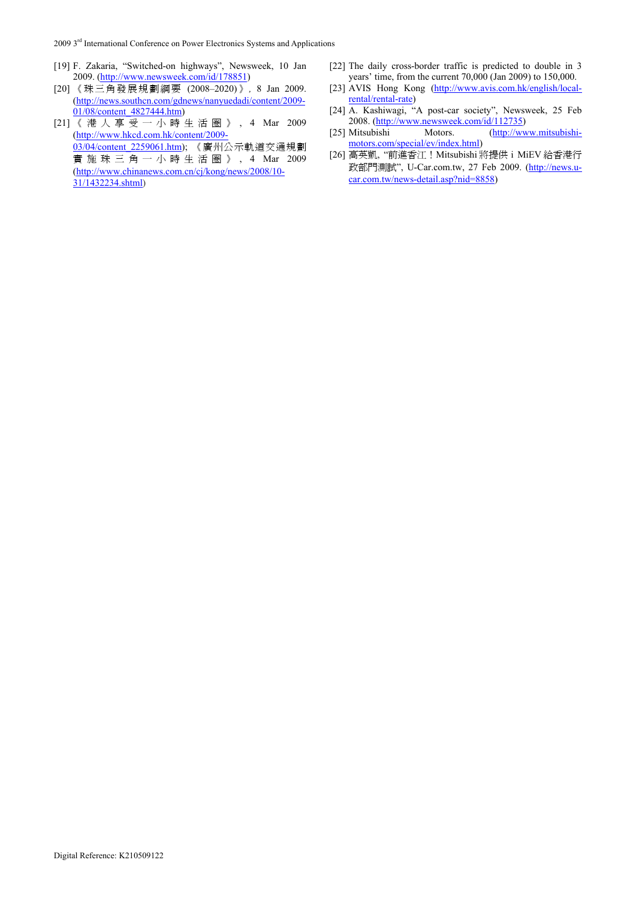[19] F. Zakaria, "Switched-on highways", Newsweek, 10 Jan 2009. (http://www.newsweek.com/id/178851)

[20] 《珠三角發展規劃綱要 (2008–2020)》, 8 Jan 2009. (http://news.southcn.com/gdnews/nanyuedadi/content/2009-01/08/content_4827444.htm)

[21] 《港人享受一小時生活圈》, 4 Mar 2009 (http://www.hkcd.com.hk/content/2009-03/04/content_2259061.htm); 《廣州公示軌道交通規劃 實施珠三角一小時生活圈》, 4 Mar 2009 (http://www.chinanews.com.cn/cj/kong/news/2008/10-31/1432234.shtml)

[22] The daily cross-border traffic is predicted to double in 3 years' time, from the current 70,000 (Jan 2009) to 150,000.

[23] AVIS Hong Kong (http://www.avis.com.hk/english/local-rental/rental-rate)

[24] A. Kashiwagi, "A post-car society", Newsweek, 25 Feb 2008. (http://www.newsweek.com/id/112735)

[25] Mitsubishi Motors. (http://www.mitsubishi-motors.com/special/ev/index.html)

[26] 高英凱, "前進香江！Mitsubishi 將提供 i MiEV 給香港行政部門測試", U-Car.com.tw, 27 Feb 2009. (http://news.u-car.com.tw/news-detail.asp?nid=8858)